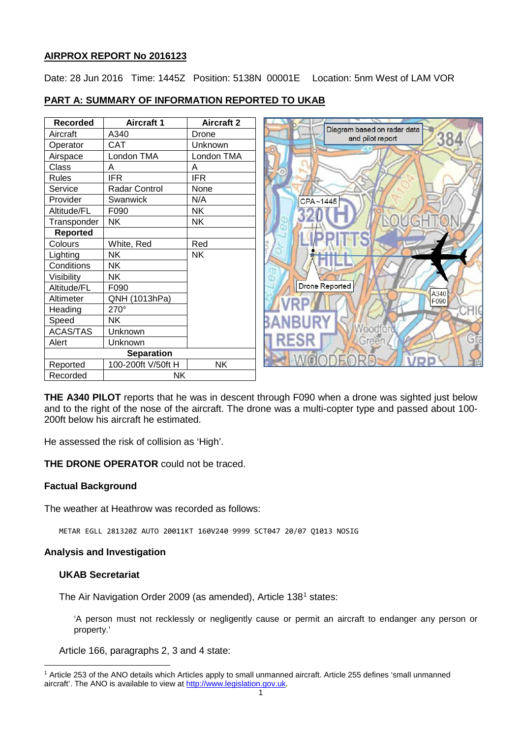## AIRPROX REPORT No 2016123

Date: 28 Jun 2016 Time: 1445Z Position: 5138N 00001E Location: 5nm West of LAM VOR

## PART A: SUMMARY OF INFORMATION REPORTED TO UKAB

| Recorded | Aircraft 1 | Aircraft 2 |
|---|---|---|
| Aircraft | A340 | Drone |
| Operator | CAT | Unknown |
| Airspace | London TMA | London TMA |
| Class | A | A |
| Rules | IFR | IFR |
| Service | Radar Control | None |
| Provider | Swanwick | N/A |
| Altitude/FL | F090 | NK |
| Transponder | NK | NK |
| **Reported** | | |
| Colours | White, Red | Red |
| Lighting | NK | NK |
| Conditions | NK | |
| Visibility | NK | |
| Altitude/FL | F090 | |
| Altimeter | QNH (1013hPa) | |
| Heading | 270° | |
| Speed | NK | |
| ACAS/TAS | Unknown | |
| Alert | Unknown | |
| **Separation** | | |
| Reported | 100-200ft V/50ft H | NK |
| Recorded | NK | |

**THE A340 PILOT** reports that he was in descent through F090 when a drone was sighted just below and to the right of the nose of the aircraft. The drone was a multi-copter type and passed about 100-200ft below his aircraft he estimated.

He assessed the risk of collision as 'High'.

**THE DRONE OPERATOR** could not be traced.

### Factual Background

The weather at Heathrow was recorded as follows:

```
METAR EGLL 281320Z AUTO 20011KT 160V240 9999 SCT047 20/07 Q1013 NOSIG
```

### Analysis and Investigation

#### UKAB Secretariat

The Air Navigation Order 2009 (as amended), Article 138[1] states:

> 'A person must not recklessly or negligently cause or permit an aircraft to endanger any person or property.'

Article 166, paragraphs 2, 3 and 4 state:

[1] Article 253 of the ANO details which Articles apply to small unmanned aircraft. Article 255 defines 'small unmanned aircraft'. The ANO is available to view at http://www.legislation.gov.uk.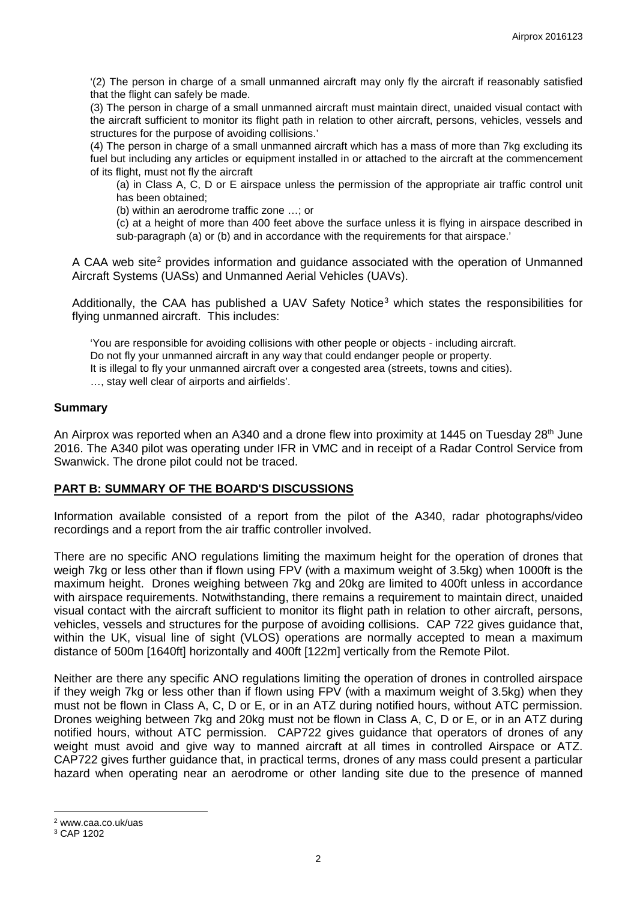'(2) The person in charge of a small unmanned aircraft may only fly the aircraft if reasonably satisfied that the flight can safely be made.

(3) The person in charge of a small unmanned aircraft must maintain direct, unaided visual contact with the aircraft sufficient to monitor its flight path in relation to other aircraft, persons, vehicles, vessels and structures for the purpose of avoiding collisions.'

(4) The person in charge of a small unmanned aircraft which has a mass of more than 7kg excluding its fuel but including any articles or equipment installed in or attached to the aircraft at the commencement of its flight, must not fly the aircraft

> (a) in Class A, C, D or E airspace unless the permission of the appropriate air traffic control unit has been obtained;
>
> (b) within an aerodrome traffic zone …; or
>
> (c) at a height of more than 400 feet above the surface unless it is flying in airspace described in sub-paragraph (a) or (b) and in accordance with the requirements for that airspace.'

A CAA web site[2] provides information and guidance associated with the operation of Unmanned Aircraft Systems (UASs) and Unmanned Aerial Vehicles (UAVs).

Additionally, the CAA has published a UAV Safety Notice[3] which states the responsibilities for flying unmanned aircraft. This includes:

> 'You are responsible for avoiding collisions with other people or objects - including aircraft.
> Do not fly your unmanned aircraft in any way that could endanger people or property.
> It is illegal to fly your unmanned aircraft over a congested area (streets, towns and cities).
> …, stay well clear of airports and airfields'.

## Summary

An Airprox was reported when an A340 and a drone flew into proximity at 1445 on Tuesday 28th June 2016. The A340 pilot was operating under IFR in VMC and in receipt of a Radar Control Service from Swanwick. The drone pilot could not be traced.

## PART B: SUMMARY OF THE BOARD'S DISCUSSIONS

Information available consisted of a report from the pilot of the A340, radar photographs/video recordings and a report from the air traffic controller involved.

There are no specific ANO regulations limiting the maximum height for the operation of drones that weigh 7kg or less other than if flown using FPV (with a maximum weight of 3.5kg) when 1000ft is the maximum height. Drones weighing between 7kg and 20kg are limited to 400ft unless in accordance with airspace requirements. Notwithstanding, there remains a requirement to maintain direct, unaided visual contact with the aircraft sufficient to monitor its flight path in relation to other aircraft, persons, vehicles, vessels and structures for the purpose of avoiding collisions. CAP 722 gives guidance that, within the UK, visual line of sight (VLOS) operations are normally accepted to mean a maximum distance of 500m [1640ft] horizontally and 400ft [122m] vertically from the Remote Pilot.

Neither are there any specific ANO regulations limiting the operation of drones in controlled airspace if they weigh 7kg or less other than if flown using FPV (with a maximum weight of 3.5kg) when they must not be flown in Class A, C, D or E, or in an ATZ during notified hours, without ATC permission. Drones weighing between 7kg and 20kg must not be flown in Class A, C, D or E, or in an ATZ during notified hours, without ATC permission. CAP722 gives guidance that operators of drones of any weight must avoid and give way to manned aircraft at all times in controlled Airspace or ATZ. CAP722 gives further guidance that, in practical terms, drones of any mass could present a particular hazard when operating near an aerodrome or other landing site due to the presence of manned

---

[2] www.caa.co.uk/uas

[3] CAP 1202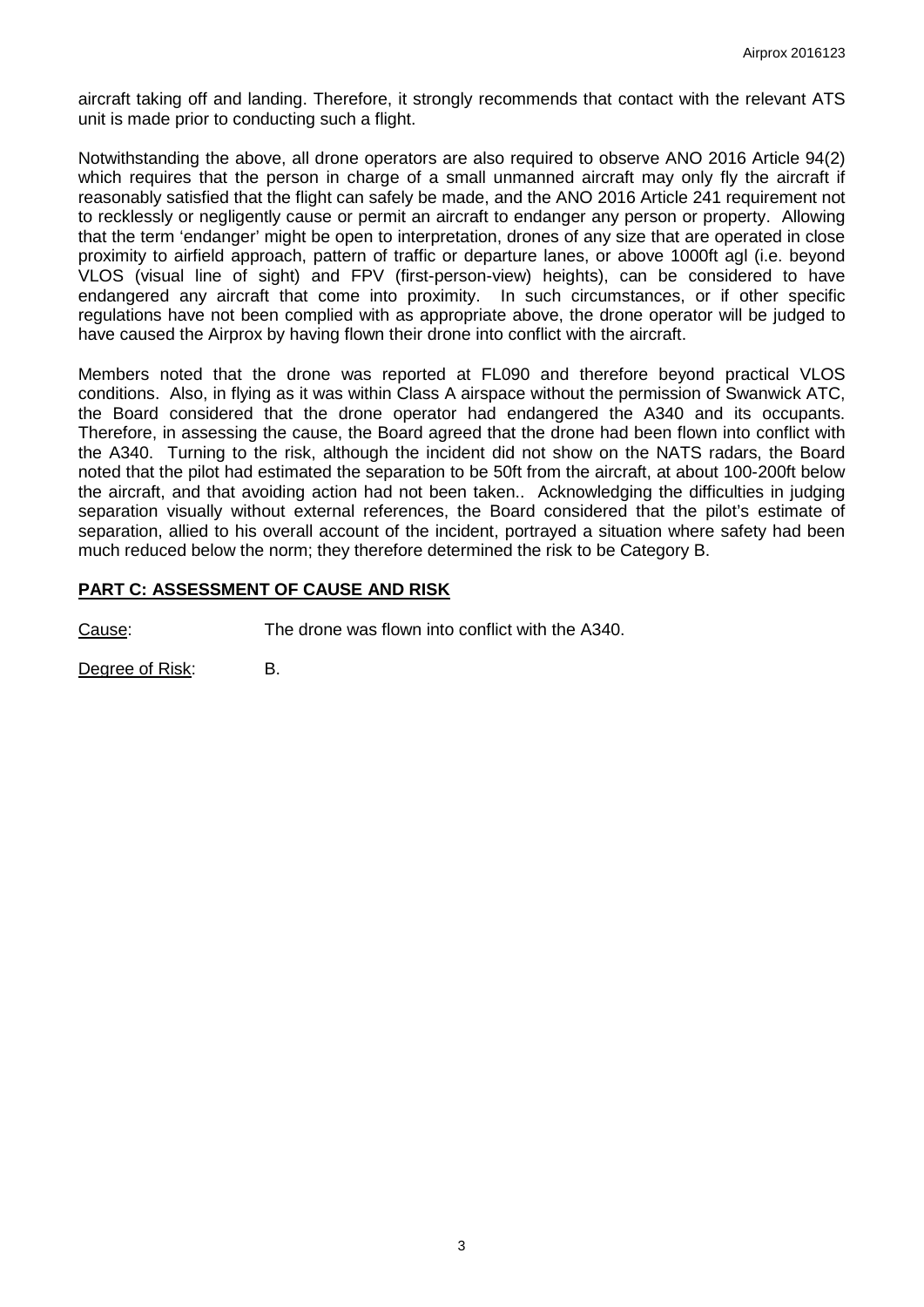aircraft taking off and landing. Therefore, it strongly recommends that contact with the relevant ATS unit is made prior to conducting such a flight.

Notwithstanding the above, all drone operators are also required to observe ANO 2016 Article 94(2) which requires that the person in charge of a small unmanned aircraft may only fly the aircraft if reasonably satisfied that the flight can safely be made, and the ANO 2016 Article 241 requirement not to recklessly or negligently cause or permit an aircraft to endanger any person or property. Allowing that the term 'endanger' might be open to interpretation, drones of any size that are operated in close proximity to airfield approach, pattern of traffic or departure lanes, or above 1000ft agl (i.e. beyond VLOS (visual line of sight) and FPV (first-person-view) heights), can be considered to have endangered any aircraft that come into proximity. In such circumstances, or if other specific regulations have not been complied with as appropriate above, the drone operator will be judged to have caused the Airprox by having flown their drone into conflict with the aircraft.

Members noted that the drone was reported at FL090 and therefore beyond practical VLOS conditions. Also, in flying as it was within Class A airspace without the permission of Swanwick ATC, the Board considered that the drone operator had endangered the A340 and its occupants. Therefore, in assessing the cause, the Board agreed that the drone had been flown into conflict with the A340. Turning to the risk, although the incident did not show on the NATS radars, the Board noted that the pilot had estimated the separation to be 50ft from the aircraft, at about 100-200ft below the aircraft, and that avoiding action had not been taken.. Acknowledging the difficulties in judging separation visually without external references, the Board considered that the pilot's estimate of separation, allied to his overall account of the incident, portrayed a situation where safety had been much reduced below the norm; they therefore determined the risk to be Category B.

## PART C: ASSESSMENT OF CAUSE AND RISK

Cause: The drone was flown into conflict with the A340.

Degree of Risk: B.